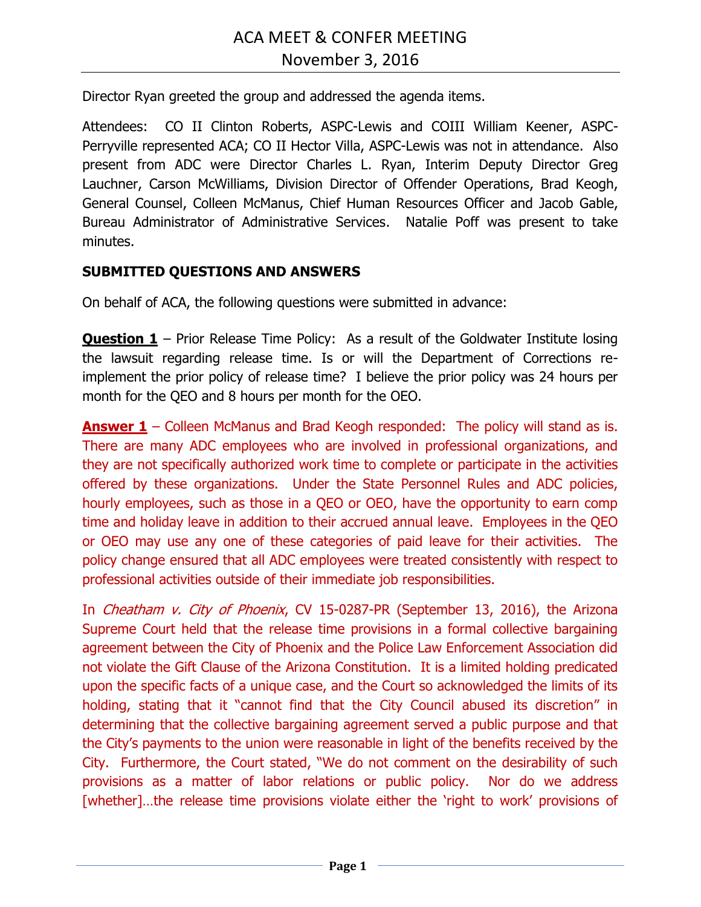# ACA MEET & CONFER MEETING
## November 3, 2016

Director Ryan greeted the group and addressed the agenda items.

Attendees: CO II Clinton Roberts, ASPC-Lewis and COIII William Keener, ASPC-Perryville represented ACA; CO II Hector Villa, ASPC-Lewis was not in attendance. Also present from ADC were Director Charles L. Ryan, Interim Deputy Director Greg Lauchner, Carson McWilliams, Division Director of Offender Operations, Brad Keogh, General Counsel, Colleen McManus, Chief Human Resources Officer and Jacob Gable, Bureau Administrator of Administrative Services. Natalie Poff was present to take minutes.

**SUBMITTED QUESTIONS AND ANSWERS**

On behalf of ACA, the following questions were submitted in advance:

**Question 1** – Prior Release Time Policy: As a result of the Goldwater Institute losing the lawsuit regarding release time. Is or will the Department of Corrections re-implement the prior policy of release time? I believe the prior policy was 24 hours per month for the QEO and 8 hours per month for the OEO.

**Answer 1** – Colleen McManus and Brad Keogh responded: The policy will stand as is. There are many ADC employees who are involved in professional organizations, and they are not specifically authorized work time to complete or participate in the activities offered by these organizations. Under the State Personnel Rules and ADC policies, hourly employees, such as those in a QEO or OEO, have the opportunity to earn comp time and holiday leave in addition to their accrued annual leave. Employees in the QEO or OEO may use any one of these categories of paid leave for their activities. The policy change ensured that all ADC employees were treated consistently with respect to professional activities outside of their immediate job responsibilities.

In *Cheatham v. City of Phoenix*, CV 15-0287-PR (September 13, 2016), the Arizona Supreme Court held that the release time provisions in a formal collective bargaining agreement between the City of Phoenix and the Police Law Enforcement Association did not violate the Gift Clause of the Arizona Constitution. It is a limited holding predicated upon the specific facts of a unique case, and the Court so acknowledged the limits of its holding, stating that it "cannot find that the City Council abused its discretion" in determining that the collective bargaining agreement served a public purpose and that the City's payments to the union were reasonable in light of the benefits received by the City. Furthermore, the Court stated, "We do not comment on the desirability of such provisions as a matter of labor relations or public policy. Nor do we address [whether]…the release time provisions violate either the 'right to work' provisions of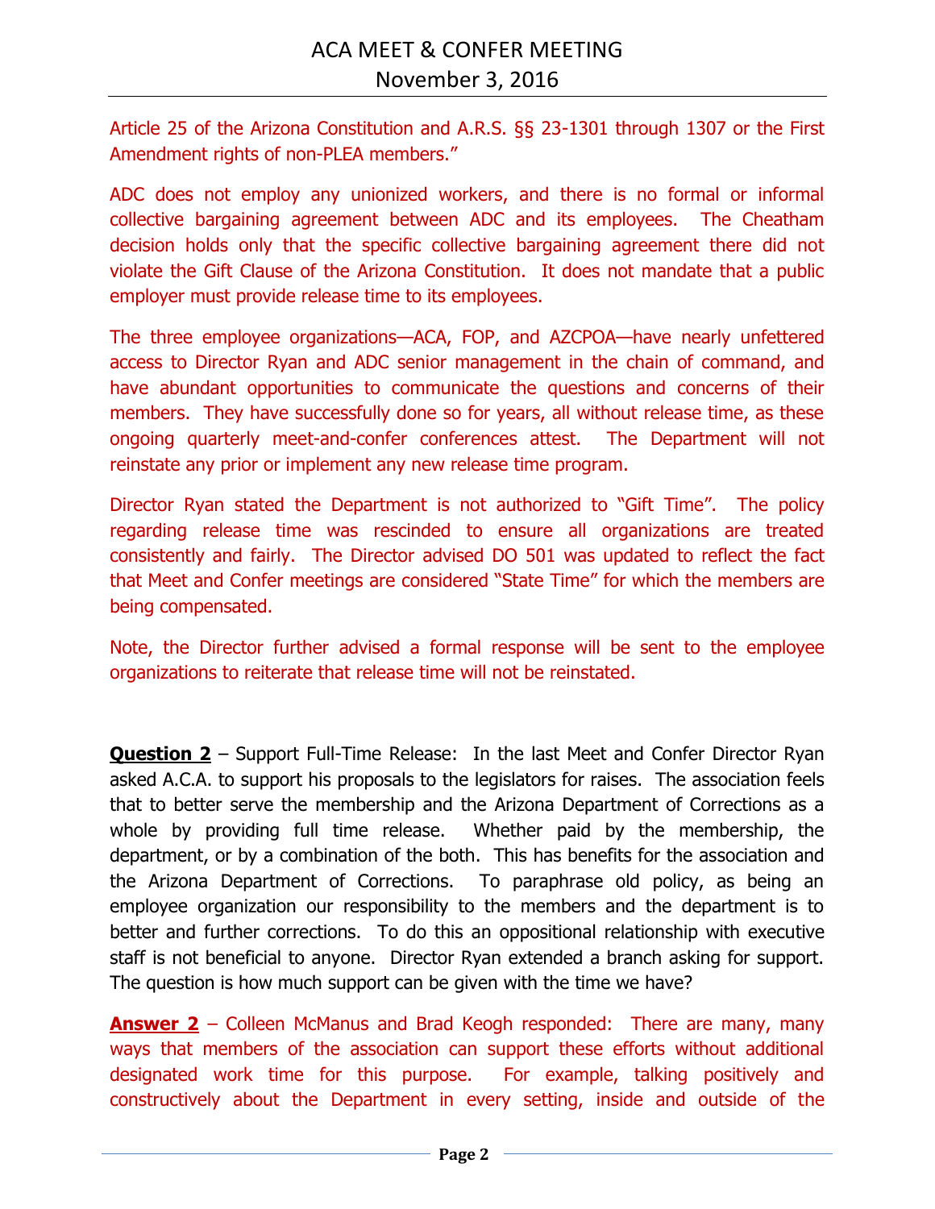Article 25 of the Arizona Constitution and A.R.S. §§ 23-1301 through 1307 or the First Amendment rights of non-PLEA members."

ADC does not employ any unionized workers, and there is no formal or informal collective bargaining agreement between ADC and its employees. The Cheatham decision holds only that the specific collective bargaining agreement there did not violate the Gift Clause of the Arizona Constitution. It does not mandate that a public employer must provide release time to its employees.

The three employee organizations—ACA, FOP, and AZCPOA—have nearly unfettered access to Director Ryan and ADC senior management in the chain of command, and have abundant opportunities to communicate the questions and concerns of their members. They have successfully done so for years, all without release time, as these ongoing quarterly meet-and-confer conferences attest. The Department will not reinstate any prior or implement any new release time program.

Director Ryan stated the Department is not authorized to "Gift Time". The policy regarding release time was rescinded to ensure all organizations are treated consistently and fairly. The Director advised DO 501 was updated to reflect the fact that Meet and Confer meetings are considered "State Time" for which the members are being compensated.

Note, the Director further advised a formal response will be sent to the employee organizations to reiterate that release time will not be reinstated.

**Question 2** – Support Full-Time Release: In the last Meet and Confer Director Ryan asked A.C.A. to support his proposals to the legislators for raises. The association feels that to better serve the membership and the Arizona Department of Corrections as a whole by providing full time release. Whether paid by the membership, the department, or by a combination of the both. This has benefits for the association and the Arizona Department of Corrections. To paraphrase old policy, as being an employee organization our responsibility to the members and the department is to better and further corrections. To do this an oppositional relationship with executive staff is not beneficial to anyone. Director Ryan extended a branch asking for support. The question is how much support can be given with the time we have?

**Answer 2** – Colleen McManus and Brad Keogh responded: There are many, many ways that members of the association can support these efforts without additional designated work time for this purpose. For example, talking positively and constructively about the Department in every setting, inside and outside of the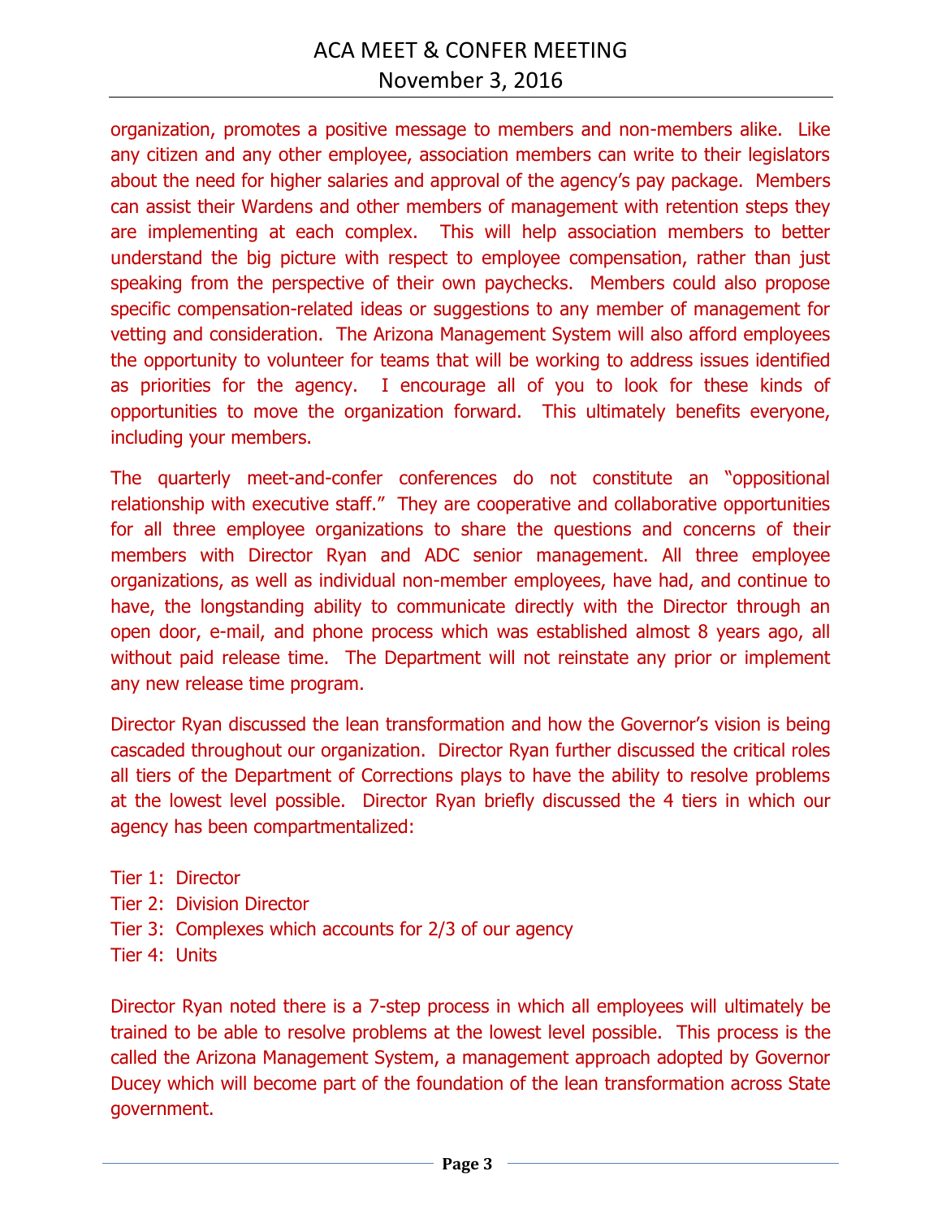organization, promotes a positive message to members and non-members alike. Like any citizen and any other employee, association members can write to their legislators about the need for higher salaries and approval of the agency's pay package. Members can assist their Wardens and other members of management with retention steps they are implementing at each complex. This will help association members to better understand the big picture with respect to employee compensation, rather than just speaking from the perspective of their own paychecks. Members could also propose specific compensation-related ideas or suggestions to any member of management for vetting and consideration. The Arizona Management System will also afford employees the opportunity to volunteer for teams that will be working to address issues identified as priorities for the agency. I encourage all of you to look for these kinds of opportunities to move the organization forward. This ultimately benefits everyone, including your members.

The quarterly meet-and-confer conferences do not constitute an "oppositional relationship with executive staff." They are cooperative and collaborative opportunities for all three employee organizations to share the questions and concerns of their members with Director Ryan and ADC senior management. All three employee organizations, as well as individual non-member employees, have had, and continue to have, the longstanding ability to communicate directly with the Director through an open door, e-mail, and phone process which was established almost 8 years ago, all without paid release time. The Department will not reinstate any prior or implement any new release time program.

Director Ryan discussed the lean transformation and how the Governor's vision is being cascaded throughout our organization. Director Ryan further discussed the critical roles all tiers of the Department of Corrections plays to have the ability to resolve problems at the lowest level possible. Director Ryan briefly discussed the 4 tiers in which our agency has been compartmentalized:

Tier 1: Director
Tier 2: Division Director
Tier 3: Complexes which accounts for 2/3 of our agency
Tier 4: Units

Director Ryan noted there is a 7-step process in which all employees will ultimately be trained to be able to resolve problems at the lowest level possible. This process is the called the Arizona Management System, a management approach adopted by Governor Ducey which will become part of the foundation of the lean transformation across State government.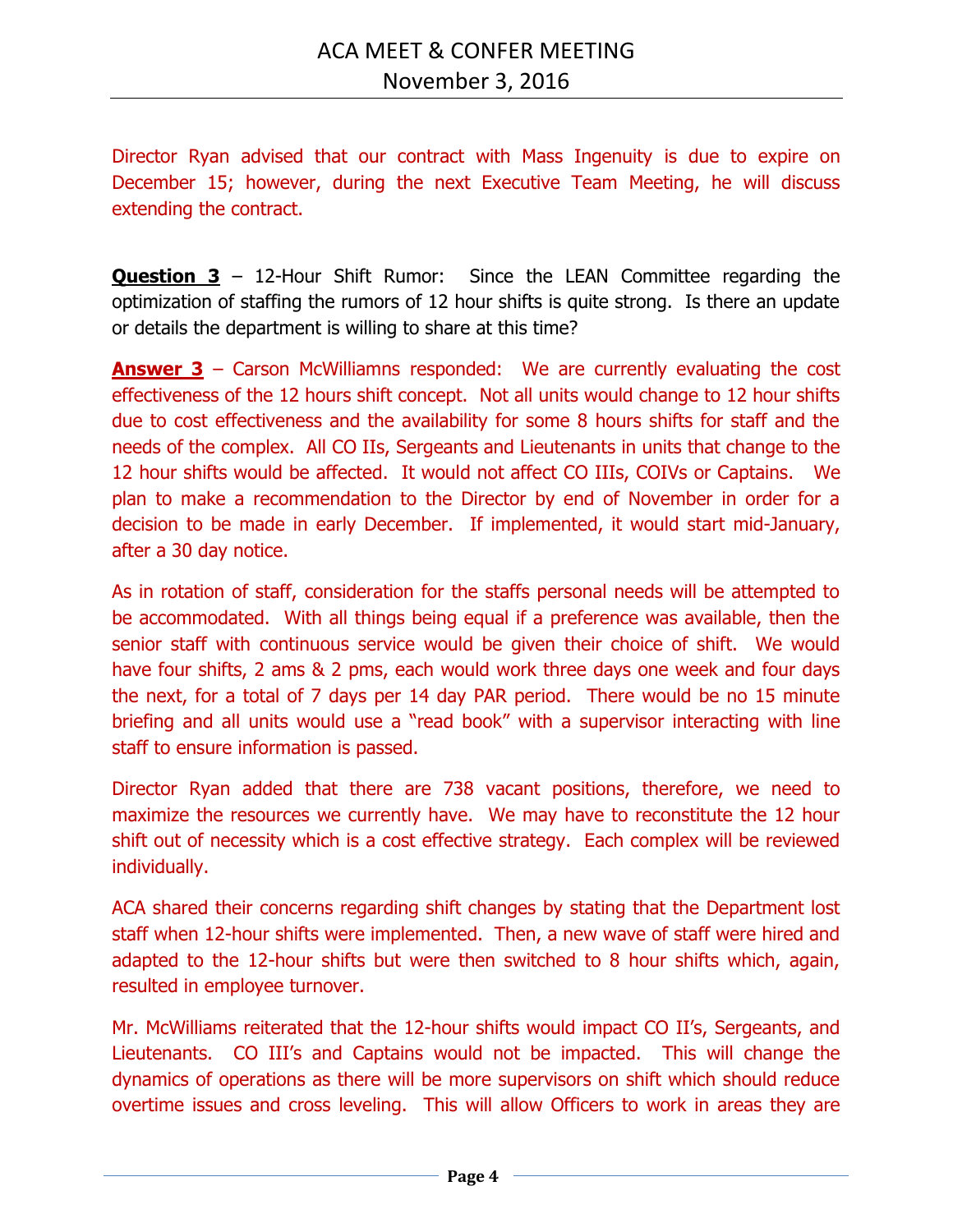Director Ryan advised that our contract with Mass Ingenuity is due to expire on December 15; however, during the next Executive Team Meeting, he will discuss extending the contract.

**Question 3** – 12-Hour Shift Rumor: Since the LEAN Committee regarding the optimization of staffing the rumors of 12 hour shifts is quite strong. Is there an update or details the department is willing to share at this time?

**Answer 3** – Carson McWilliamns responded: We are currently evaluating the cost effectiveness of the 12 hours shift concept. Not all units would change to 12 hour shifts due to cost effectiveness and the availability for some 8 hours shifts for staff and the needs of the complex. All CO IIs, Sergeants and Lieutenants in units that change to the 12 hour shifts would be affected. It would not affect CO IIIs, COIVs or Captains. We plan to make a recommendation to the Director by end of November in order for a decision to be made in early December. If implemented, it would start mid-January, after a 30 day notice.

As in rotation of staff, consideration for the staffs personal needs will be attempted to be accommodated. With all things being equal if a preference was available, then the senior staff with continuous service would be given their choice of shift. We would have four shifts, 2 ams & 2 pms, each would work three days one week and four days the next, for a total of 7 days per 14 day PAR period. There would be no 15 minute briefing and all units would use a "read book" with a supervisor interacting with line staff to ensure information is passed.

Director Ryan added that there are 738 vacant positions, therefore, we need to maximize the resources we currently have. We may have to reconstitute the 12 hour shift out of necessity which is a cost effective strategy. Each complex will be reviewed individually.

ACA shared their concerns regarding shift changes by stating that the Department lost staff when 12-hour shifts were implemented. Then, a new wave of staff were hired and adapted to the 12-hour shifts but were then switched to 8 hour shifts which, again, resulted in employee turnover.

Mr. McWilliams reiterated that the 12-hour shifts would impact CO II's, Sergeants, and Lieutenants. CO III's and Captains would not be impacted. This will change the dynamics of operations as there will be more supervisors on shift which should reduce overtime issues and cross leveling. This will allow Officers to work in areas they are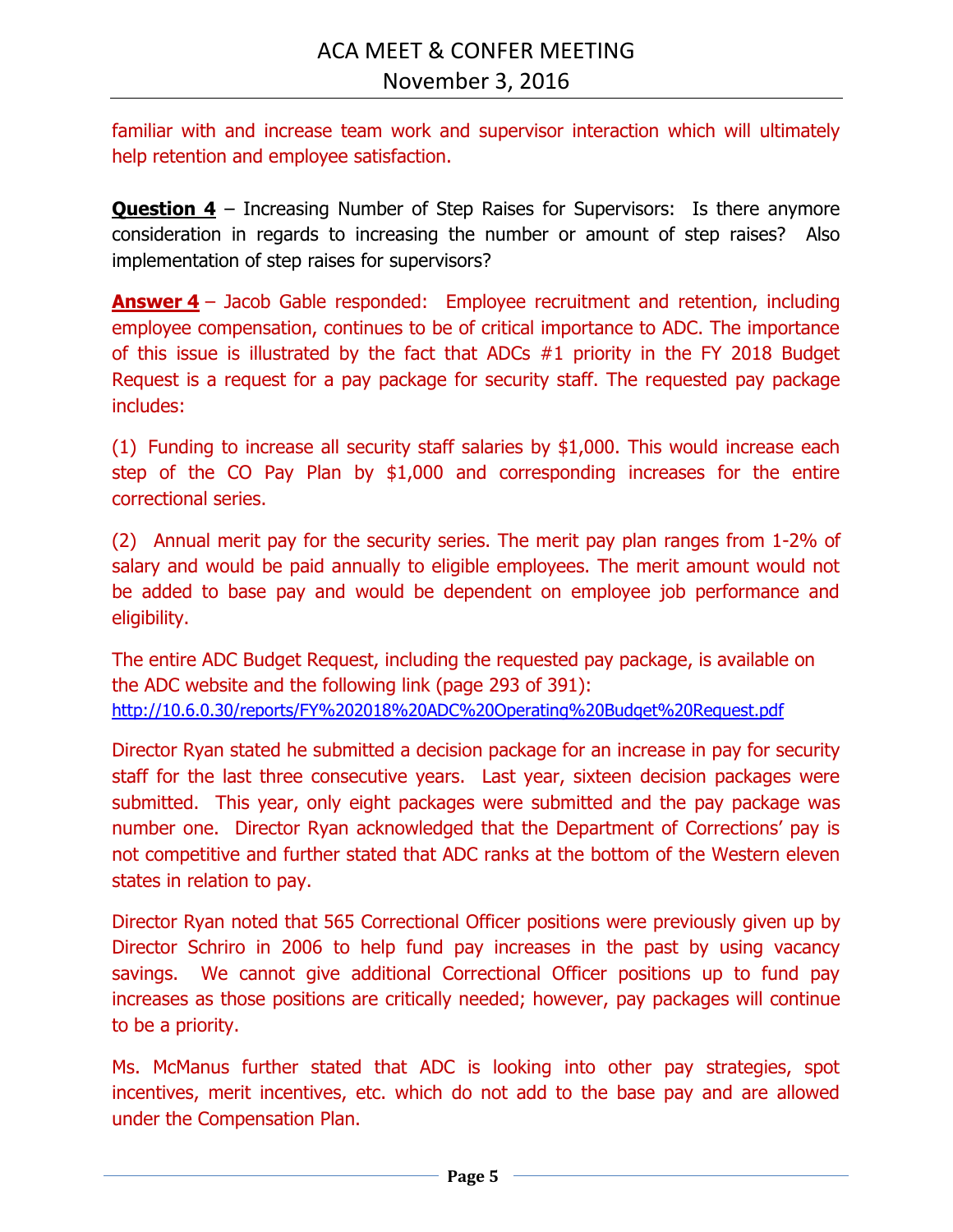familiar with and increase team work and supervisor interaction which will ultimately help retention and employee satisfaction.

**Question 4** – Increasing Number of Step Raises for Supervisors: Is there anymore consideration in regards to increasing the number or amount of step raises? Also implementation of step raises for supervisors?

**Answer 4** – Jacob Gable responded: Employee recruitment and retention, including employee compensation, continues to be of critical importance to ADC. The importance of this issue is illustrated by the fact that ADCs #1 priority in the FY 2018 Budget Request is a request for a pay package for security staff. The requested pay package includes:

(1) Funding to increase all security staff salaries by $1,000. This would increase each step of the CO Pay Plan by $1,000 and corresponding increases for the entire correctional series.

(2) Annual merit pay for the security series. The merit pay plan ranges from 1-2% of salary and would be paid annually to eligible employees. The merit amount would not be added to base pay and would be dependent on employee job performance and eligibility.

The entire ADC Budget Request, including the requested pay package, is available on the ADC website and the following link (page 293 of 391):
http://10.6.0.30/reports/FY%202018%20ADC%20Operating%20Budget%20Request.pdf

Director Ryan stated he submitted a decision package for an increase in pay for security staff for the last three consecutive years. Last year, sixteen decision packages were submitted. This year, only eight packages were submitted and the pay package was number one. Director Ryan acknowledged that the Department of Corrections' pay is not competitive and further stated that ADC ranks at the bottom of the Western eleven states in relation to pay.

Director Ryan noted that 565 Correctional Officer positions were previously given up by Director Schriro in 2006 to help fund pay increases in the past by using vacancy savings. We cannot give additional Correctional Officer positions up to fund pay increases as those positions are critically needed; however, pay packages will continue to be a priority.

Ms. McManus further stated that ADC is looking into other pay strategies, spot incentives, merit incentives, etc. which do not add to the base pay and are allowed under the Compensation Plan.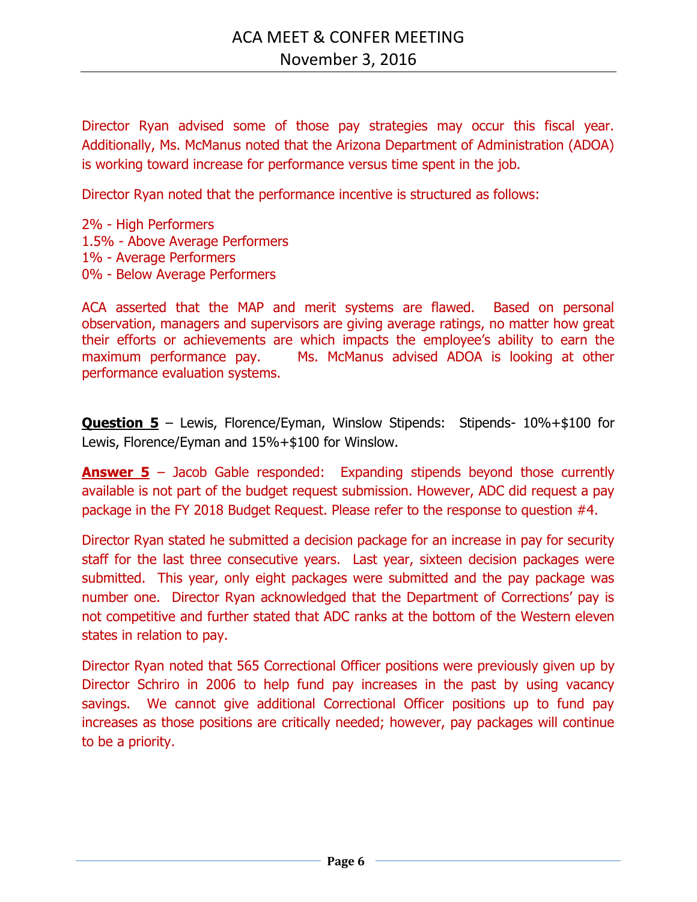Director Ryan advised some of those pay strategies may occur this fiscal year. Additionally, Ms. McManus noted that the Arizona Department of Administration (ADOA) is working toward increase for performance versus time spent in the job.

Director Ryan noted that the performance incentive is structured as follows:

2% - High Performers
1.5% - Above Average Performers
1% - Average Performers
0% - Below Average Performers

ACA asserted that the MAP and merit systems are flawed. Based on personal observation, managers and supervisors are giving average ratings, no matter how great their efforts or achievements are which impacts the employee's ability to earn the maximum performance pay. Ms. McManus advised ADOA is looking at other performance evaluation systems.

**Question 5** – Lewis, Florence/Eyman, Winslow Stipends: Stipends- 10%+$100 for Lewis, Florence/Eyman and 15%+$100 for Winslow.

**Answer 5** – Jacob Gable responded: Expanding stipends beyond those currently available is not part of the budget request submission. However, ADC did request a pay package in the FY 2018 Budget Request. Please refer to the response to question #4.

Director Ryan stated he submitted a decision package for an increase in pay for security staff for the last three consecutive years. Last year, sixteen decision packages were submitted. This year, only eight packages were submitted and the pay package was number one. Director Ryan acknowledged that the Department of Corrections' pay is not competitive and further stated that ADC ranks at the bottom of the Western eleven states in relation to pay.

Director Ryan noted that 565 Correctional Officer positions were previously given up by Director Schriro in 2006 to help fund pay increases in the past by using vacancy savings. We cannot give additional Correctional Officer positions up to fund pay increases as those positions are critically needed; however, pay packages will continue to be a priority.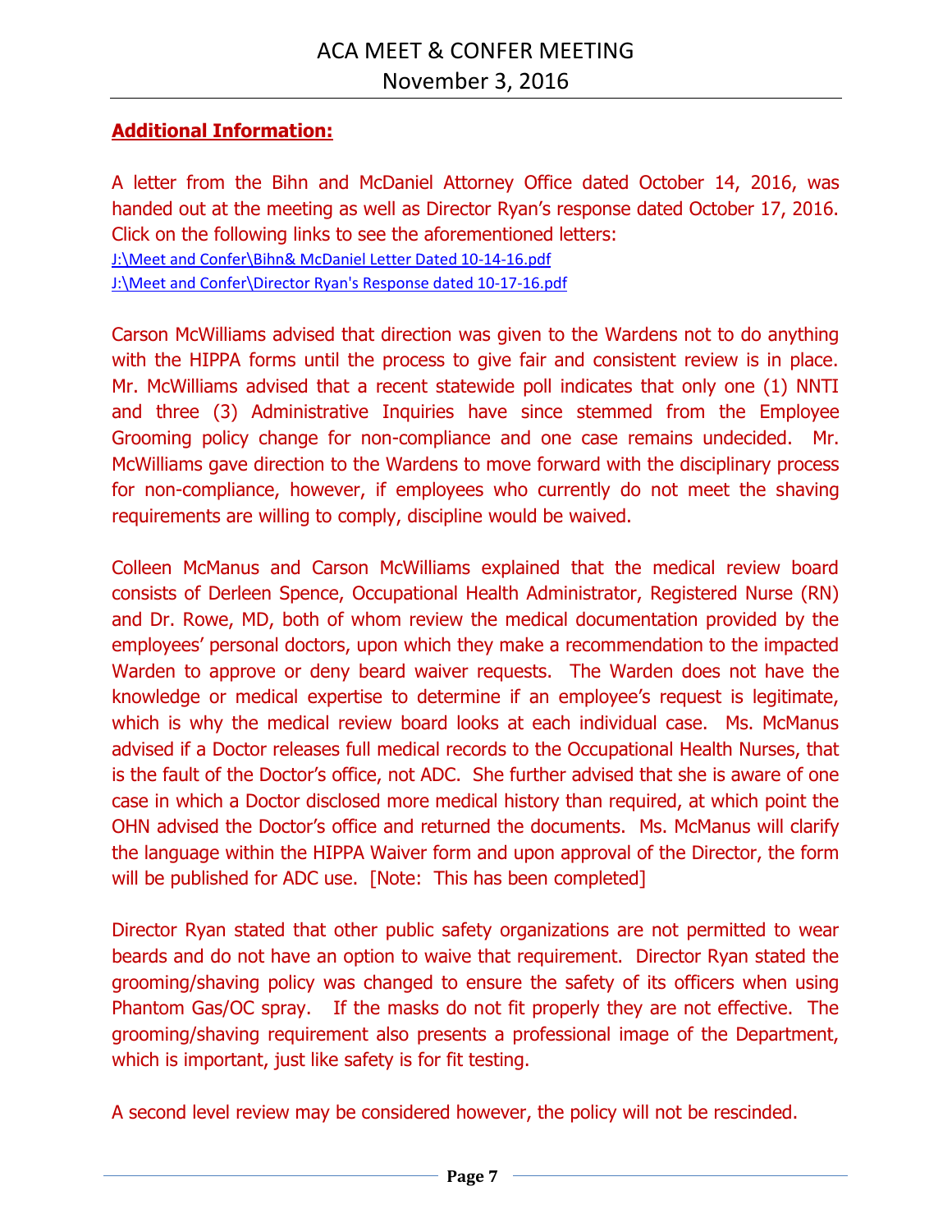## Additional Information:

A letter from the Bihn and McDaniel Attorney Office dated October 14, 2016, was handed out at the meeting as well as Director Ryan's response dated October 17, 2016. Click on the following links to see the aforementioned letters:

J:\Meet and Confer\Bihn& McDaniel Letter Dated 10-14-16.pdf

J:\Meet and Confer\Director Ryan's Response dated 10-17-16.pdf

Carson McWilliams advised that direction was given to the Wardens not to do anything with the HIPPA forms until the process to give fair and consistent review is in place. Mr. McWilliams advised that a recent statewide poll indicates that only one (1) NNTI and three (3) Administrative Inquiries have since stemmed from the Employee Grooming policy change for non-compliance and one case remains undecided. Mr. McWilliams gave direction to the Wardens to move forward with the disciplinary process for non-compliance, however, if employees who currently do not meet the shaving requirements are willing to comply, discipline would be waived.

Colleen McManus and Carson McWilliams explained that the medical review board consists of Derleen Spence, Occupational Health Administrator, Registered Nurse (RN) and Dr. Rowe, MD, both of whom review the medical documentation provided by the employees' personal doctors, upon which they make a recommendation to the impacted Warden to approve or deny beard waiver requests. The Warden does not have the knowledge or medical expertise to determine if an employee's request is legitimate, which is why the medical review board looks at each individual case. Ms. McManus advised if a Doctor releases full medical records to the Occupational Health Nurses, that is the fault of the Doctor's office, not ADC. She further advised that she is aware of one case in which a Doctor disclosed more medical history than required, at which point the OHN advised the Doctor's office and returned the documents. Ms. McManus will clarify the language within the HIPPA Waiver form and upon approval of the Director, the form will be published for ADC use. [Note: This has been completed]

Director Ryan stated that other public safety organizations are not permitted to wear beards and do not have an option to waive that requirement. Director Ryan stated the grooming/shaving policy was changed to ensure the safety of its officers when using Phantom Gas/OC spray. If the masks do not fit properly they are not effective. The grooming/shaving requirement also presents a professional image of the Department, which is important, just like safety is for fit testing.

A second level review may be considered however, the policy will not be rescinded.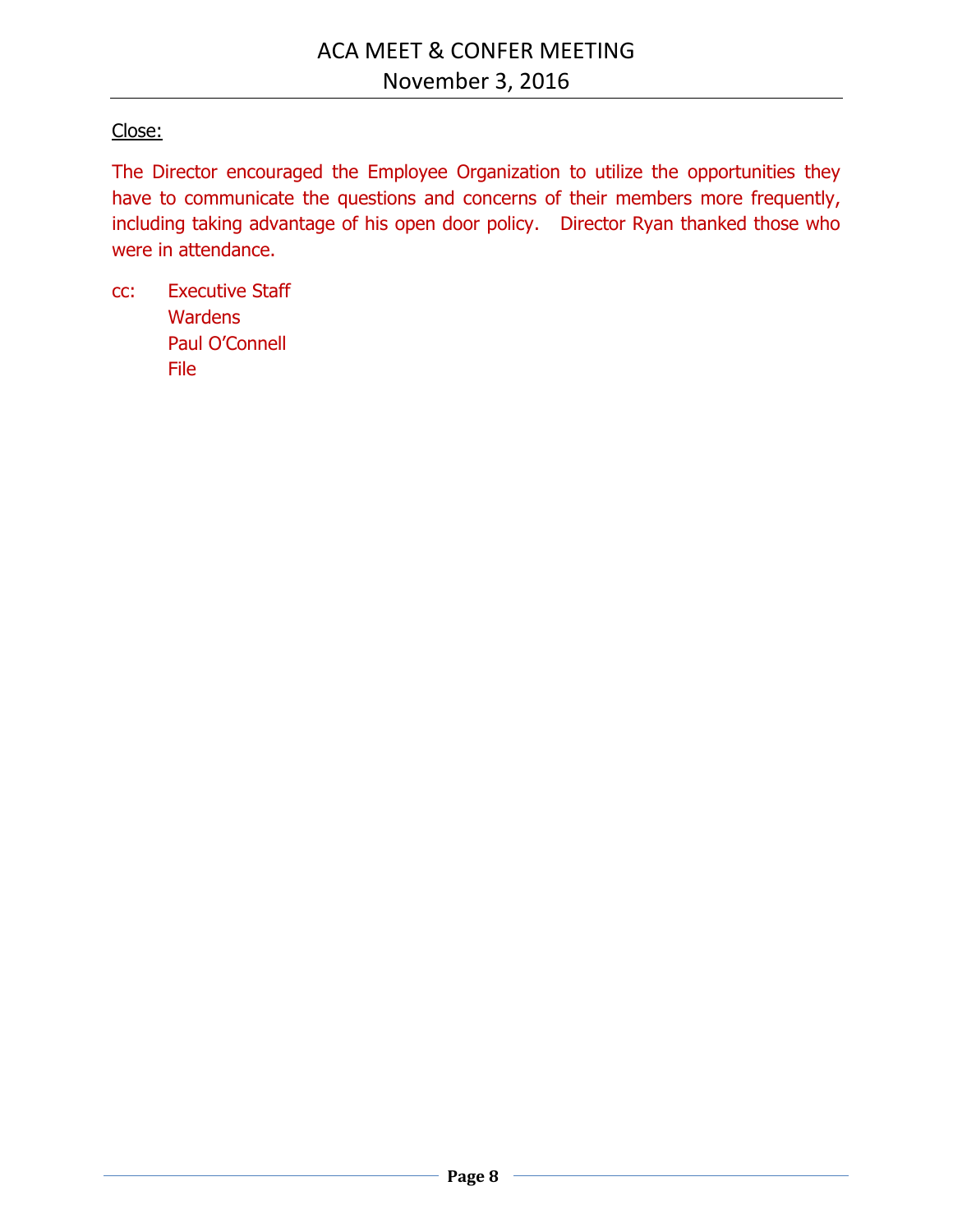Close:

The Director encouraged the Employee Organization to utilize the opportunities they have to communicate the questions and concerns of their members more frequently, including taking advantage of his open door policy. Director Ryan thanked those who were in attendance.

cc: Executive Staff
Wardens
Paul O'Connell
File